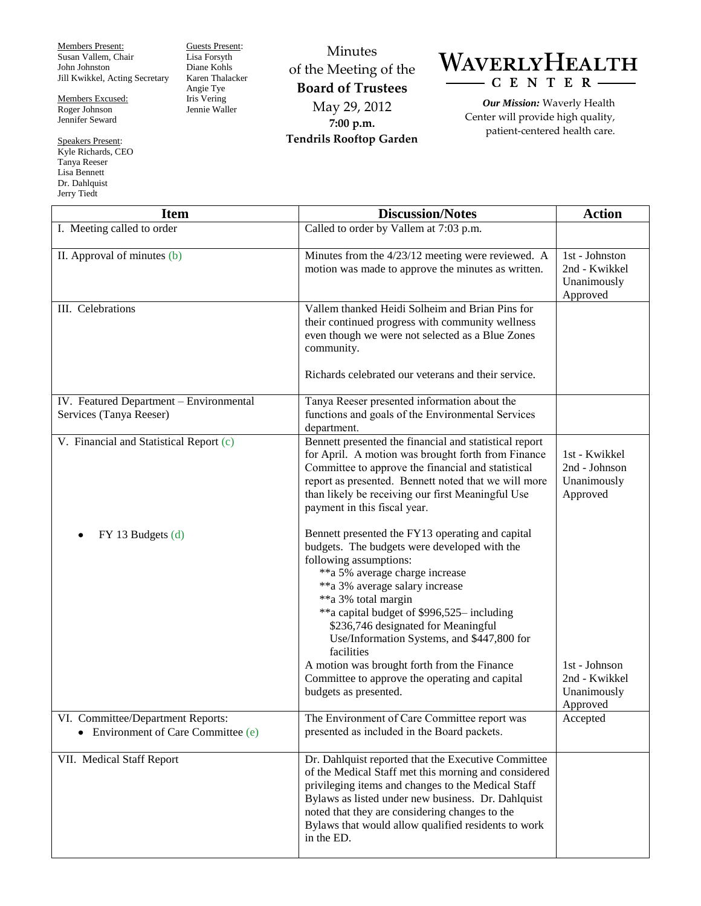Members Present:
Susan Vallem, Chair
John Johnston
Jill Kwikkel, Acting Secretary

Members Excused:
Roger Johnson
Jennifer Seward

Speakers Present:
Kyle Richards, CEO
Tanya Reeser
Lisa Bennett
Dr. Dahlquist
Jerry Tiedt

Guests Present:
Lisa Forsyth
Diane Kohls
Karen Thalacker
Angie Tye
Iris Vering
Jennie Waller

Minutes
of the Meeting of the
**Board of Trustees**
May 29, 2012
**7:00 p.m.**
**Tendrils Rooftop Garden**

**WAVERLY HEALTH CENTER**

***Our Mission:*** Waverly Health Center will provide high quality, patient-centered health care.

| Item | Discussion/Notes | Action |
|---|---|---|
| I. Meeting called to order | Called to order by Vallem at 7:03 p.m. | |
| II. Approval of minutes (b) | Minutes from the 4/23/12 meeting were reviewed. A motion was made to approve the minutes as written. | 1st - Johnston<br>2nd - Kwikkel<br>Unanimously Approved |
| III. Celebrations | Vallem thanked Heidi Solheim and Brian Pins for their continued progress with community wellness even though we were not selected as a Blue Zones community.<br><br>Richards celebrated our veterans and their service. | |
| IV. Featured Department – Environmental Services (Tanya Reeser) | Tanya Reeser presented information about the functions and goals of the Environmental Services department. | |
| V. Financial and Statistical Report (c) | Bennett presented the financial and statistical report for April. A motion was brought forth from Finance Committee to approve the financial and statistical report as presented. Bennett noted that we will more than likely be receiving our first Meaningful Use payment in this fiscal year. | 1st - Kwikkel<br>2nd - Johnson<br>Unanimously Approved |
| • FY 13 Budgets (d) | Bennett presented the FY13 operating and capital budgets. The budgets were developed with the following assumptions:<br>**a 5% average charge increase<br>**a 3% average salary increase<br>**a 3% total margin<br>**a capital budget of $996,525– including $236,746 designated for Meaningful Use/Information Systems, and $447,800 for facilities<br>A motion was brought forth from the Finance Committee to approve the operating and capital budgets as presented. | 1st - Johnson<br>2nd - Kwikkel<br>Unanimously Approved |
| VI. Committee/Department Reports:<br>• Environment of Care Committee (e) | The Environment of Care Committee report was presented as included in the Board packets. | Accepted |
| VII. Medical Staff Report | Dr. Dahlquist reported that the Executive Committee of the Medical Staff met this morning and considered privileging items and changes to the Medical Staff Bylaws as listed under new business. Dr. Dahlquist noted that they are considering changes to the Bylaws that would allow qualified residents to work in the ED. | |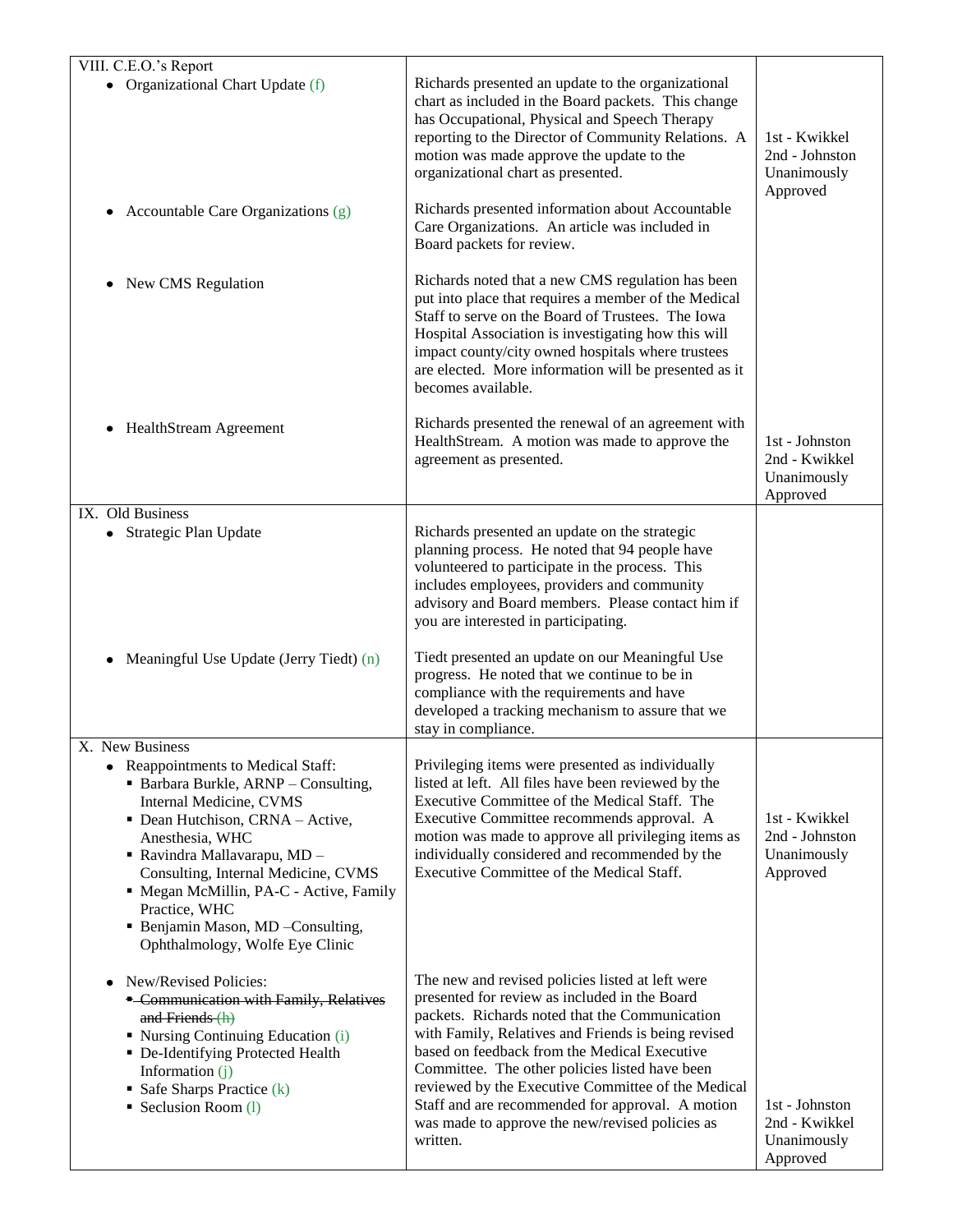| | | |
|---|---|---|
| VIII. C.E.O.'s Report<br>• Organizational Chart Update (f) | Richards presented an update to the organizational chart as included in the Board packets. This change has Occupational, Physical and Speech Therapy reporting to the Director of Community Relations. A motion was made approve the update to the organizational chart as presented. | 1st - Kwikkel<br>2nd - Johnston<br>Unanimously Approved |
| • Accountable Care Organizations (g) | Richards presented information about Accountable Care Organizations. An article was included in Board packets for review. | |
| • New CMS Regulation | Richards noted that a new CMS regulation has been put into place that requires a member of the Medical Staff to serve on the Board of Trustees. The Iowa Hospital Association is investigating how this will impact county/city owned hospitals where trustees are elected. More information will be presented as it becomes available. | |
| • HealthStream Agreement | Richards presented the renewal of an agreement with HealthStream. A motion was made to approve the agreement as presented. | 1st - Johnston<br>2nd - Kwikkel<br>Unanimously Approved |
| IX. Old Business<br>• Strategic Plan Update | Richards presented an update on the strategic planning process. He noted that 94 people have volunteered to participate in the process. This includes employees, providers and community advisory and Board members. Please contact him if you are interested in participating. | |
| • Meaningful Use Update (Jerry Tiedt) (n) | Tiedt presented an update on our Meaningful Use progress. He noted that we continue to be in compliance with the requirements and have developed a tracking mechanism to assure that we stay in compliance. | |
| X. New Business<br>• Reappointments to Medical Staff:<br>▪ Barbara Burkle, ARNP – Consulting, Internal Medicine, CVMS<br>▪ Dean Hutchison, CRNA – Active, Anesthesia, WHC<br>▪ Ravindra Mallavarapu, MD – Consulting, Internal Medicine, CVMS<br>▪ Megan McMillin, PA-C - Active, Family Practice, WHC<br>▪ Benjamin Mason, MD –Consulting, Ophthalmology, Wolfe Eye Clinic | Privileging items were presented as individually listed at left. All files have been reviewed by the Executive Committee of the Medical Staff. The Executive Committee recommends approval. A motion was made to approve all privileging items as individually considered and recommended by the Executive Committee of the Medical Staff. | 1st - Kwikkel<br>2nd - Johnston<br>Unanimously Approved |
| • New/Revised Policies:<br>▪ ~~Communication with Family, Relatives and Friends (h)~~<br>▪ Nursing Continuing Education (i)<br>▪ De-Identifying Protected Health Information (j)<br>▪ Safe Sharps Practice (k)<br>▪ Seclusion Room (l) | The new and revised policies listed at left were presented for review as included in the Board packets. Richards noted that the Communication with Family, Relatives and Friends is being revised based on feedback from the Medical Executive Committee. The other policies listed have been reviewed by the Executive Committee of the Medical Staff and are recommended for approval. A motion was made to approve the new/revised policies as written. | 1st - Johnston<br>2nd - Kwikkel<br>Unanimously Approved |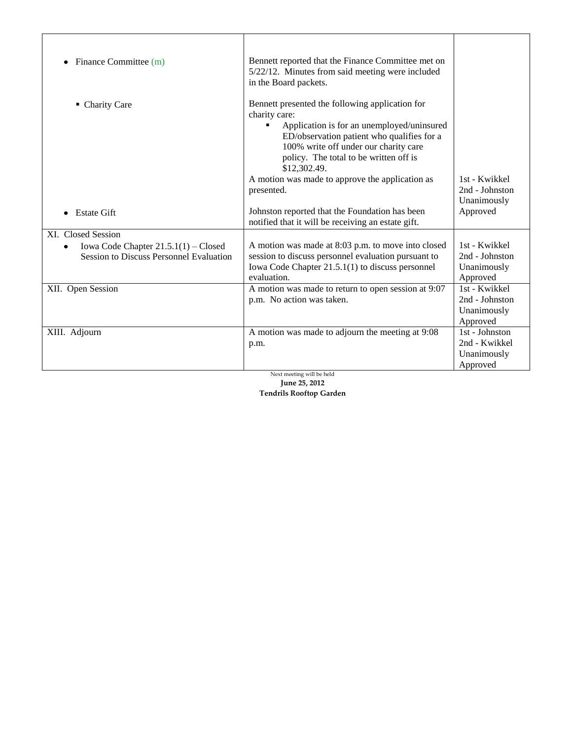| | | |
|---|---|---|
| • Finance Committee (m) | Bennett reported that the Finance Committee met on 5/22/12. Minutes from said meeting were included in the Board packets. | |
| ▪ Charity Care | Bennett presented the following application for charity care:<br>▪ Application is for an unemployed/uninsured ED/observation patient who qualifies for a 100% write off under our charity care policy. The total to be written off is $12,302.49.<br>A motion was made to approve the application as presented. | 1st - Kwikkel<br>2nd - Johnston<br>Unanimously Approved |
| • Estate Gift | Johnston reported that the Foundation has been notified that it will be receiving an estate gift. | |
| XI. Closed Session<br>• Iowa Code Chapter 21.5.1(1) – Closed Session to Discuss Personnel Evaluation | A motion was made at 8:03 p.m. to move into closed session to discuss personnel evaluation pursuant to Iowa Code Chapter 21.5.1(1) to discuss personnel evaluation. | 1st - Kwikkel<br>2nd - Johnston<br>Unanimously Approved |
| XII. Open Session | A motion was made to return to open session at 9:07 p.m. No action was taken. | 1st - Kwikkel<br>2nd - Johnston<br>Unanimously Approved |
| XIII. Adjourn | A motion was made to adjourn the meeting at 9:08 p.m. | 1st - Johnston<br>2nd - Kwikkel<br>Unanimously Approved |

Next meeting will be held

**June 25, 2012**

**Tendrils Rooftop Garden**